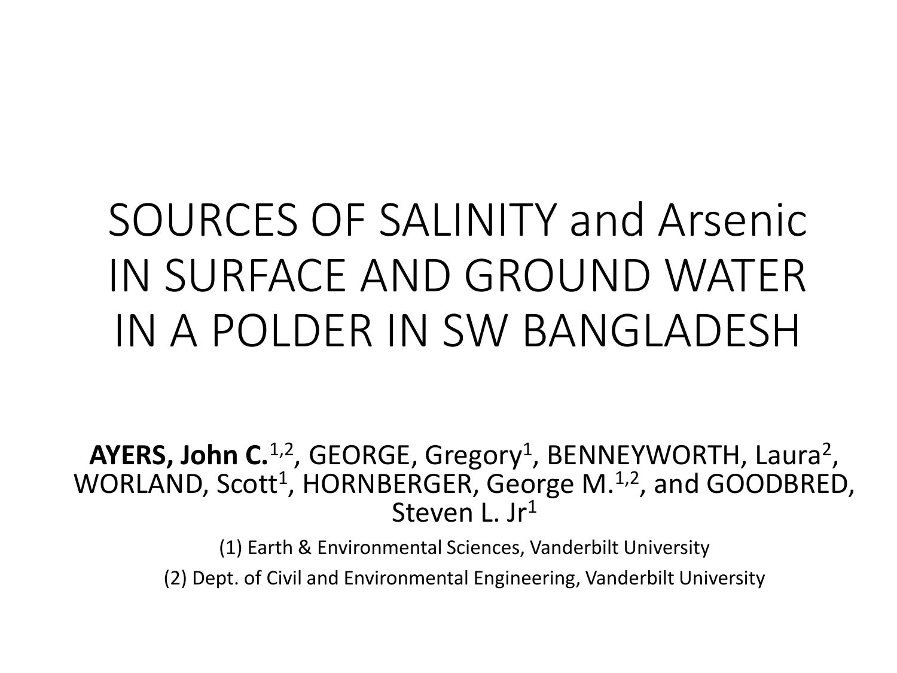# SOURCES OF SALINITY and Arsenic IN SURFACE AND GROUND WATER IN A POLDER IN SW BANGLADESH

**AYERS, John C.**[1,2], GEORGE, Gregory[1], BENNEYWORTH, Laura[2], WORLAND, Scott[1], HORNBERGER, George M.[1,2], and GOODBRED, Steven L. Jr[1]

(1) Earth & Environmental Sciences, Vanderbilt University

(2) Dept. of Civil and Environmental Engineering, Vanderbilt University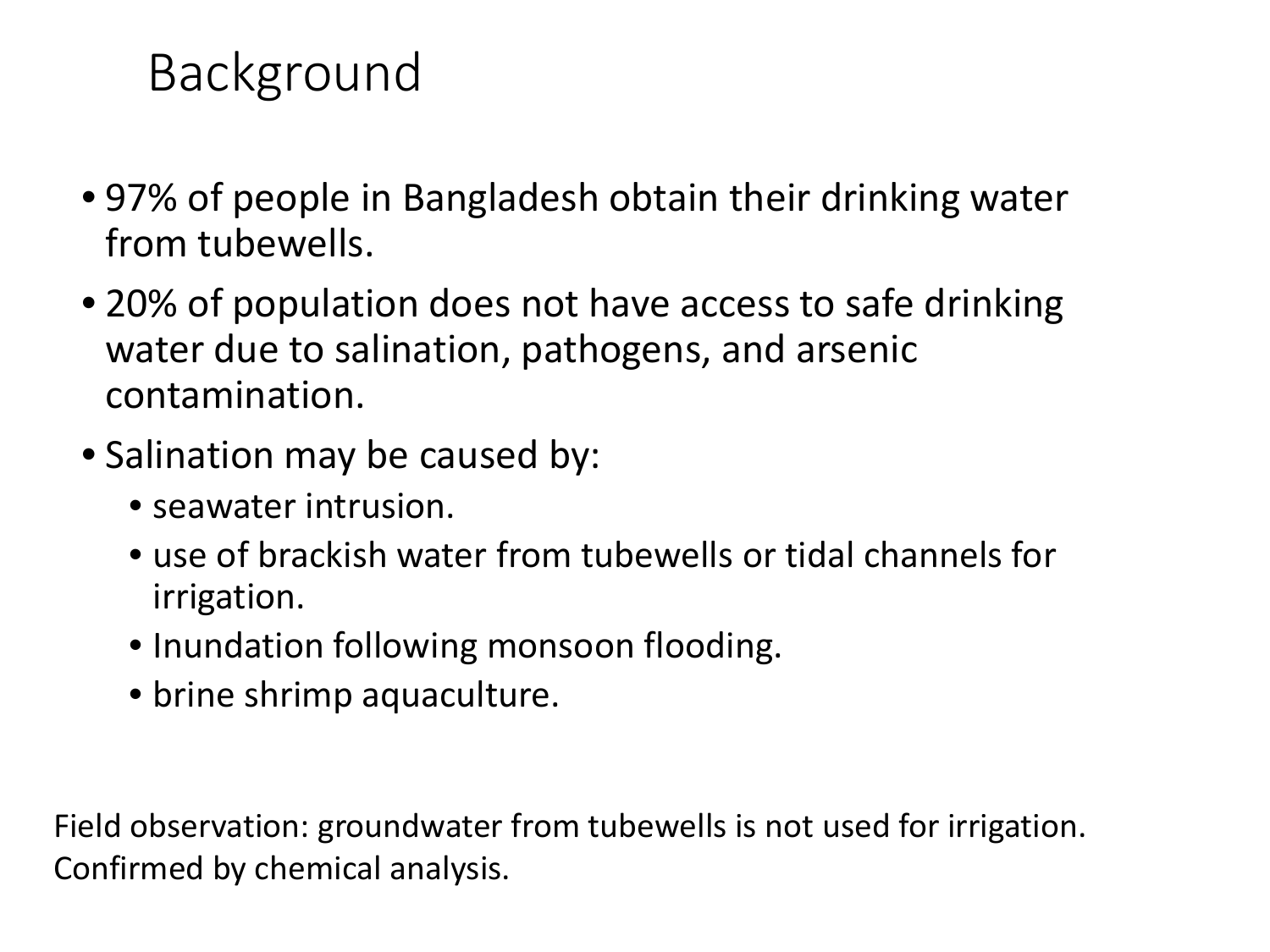# Background

- 97% of people in Bangladesh obtain their drinking water from tubewells.
- 20% of population does not have access to safe drinking water due to salination, pathogens, and arsenic contamination.
- Salination may be caused by:
  - seawater intrusion.
  - use of brackish water from tubewells or tidal channels for irrigation.
  - Inundation following monsoon flooding.
  - brine shrimp aquaculture.

Field observation: groundwater from tubewells is not used for irrigation. Confirmed by chemical analysis.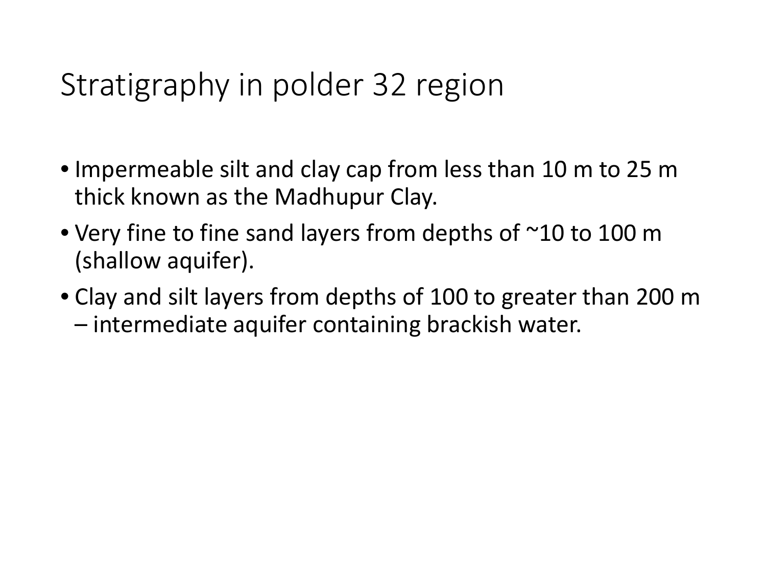# Stratigraphy in polder 32 region

- Impermeable silt and clay cap from less than 10 m to 25 m thick known as the Madhupur Clay.
- Very fine to fine sand layers from depths of ~10 to 100 m (shallow aquifer).
- Clay and silt layers from depths of 100 to greater than 200 m – intermediate aquifer containing brackish water.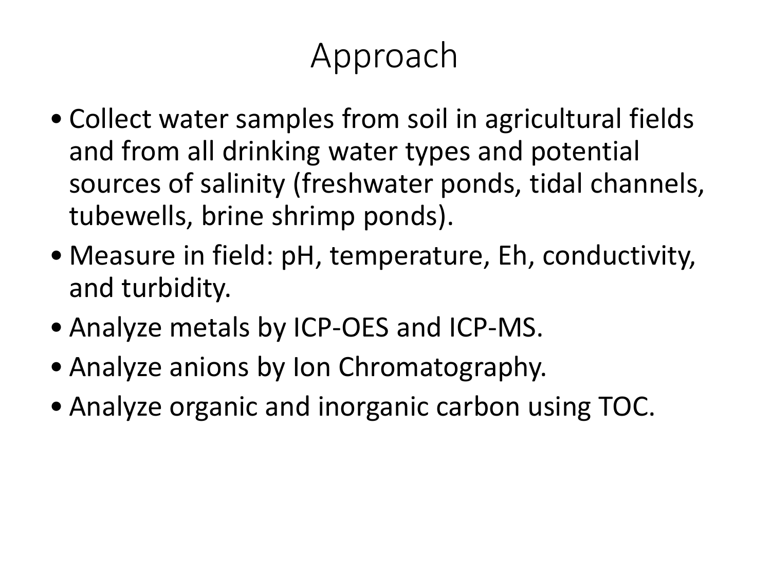# Approach

- Collect water samples from soil in agricultural fields and from all drinking water types and potential sources of salinity (freshwater ponds, tidal channels, tubewells, brine shrimp ponds).
- Measure in field: pH, temperature, Eh, conductivity, and turbidity.
- Analyze metals by ICP-OES and ICP-MS.
- Analyze anions by Ion Chromatography.
- Analyze organic and inorganic carbon using TOC.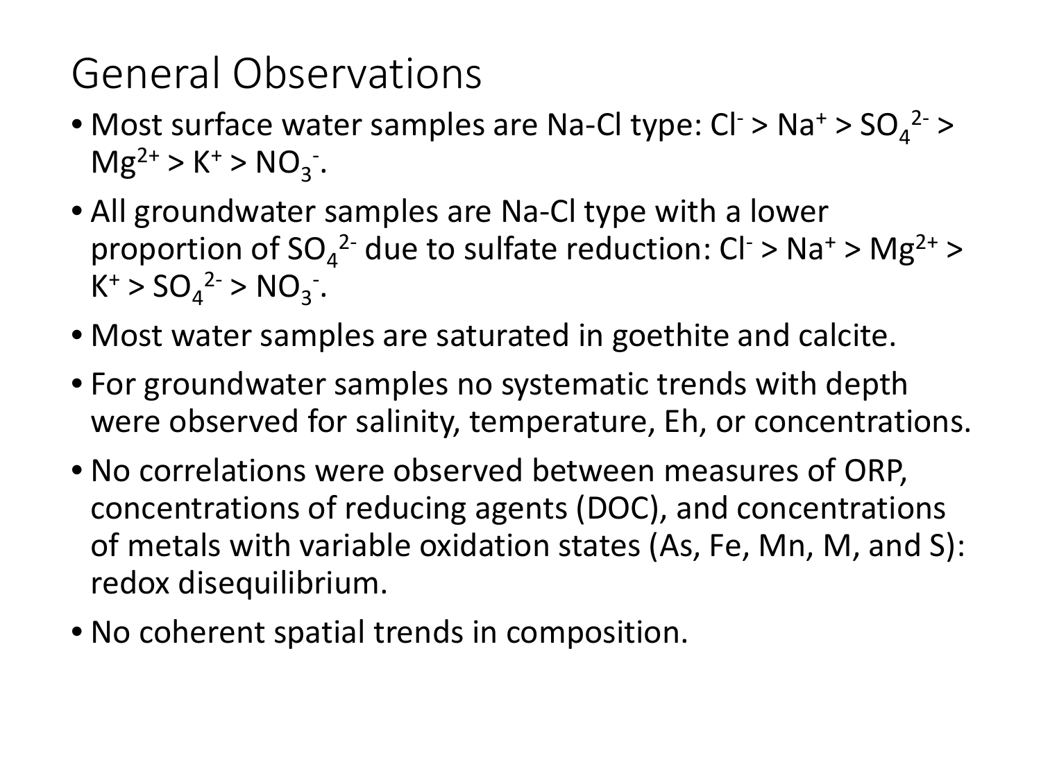# General Observations

- Most surface water samples are Na-Cl type: $Cl^- > Na^+ > SO_4^{2-} > Mg^{2+} > K^+ > NO_3^-$.
- All groundwater samples are Na-Cl type with a lower proportion of $SO_4^{2-}$ due to sulfate reduction: $Cl^- > Na^+ > Mg^{2+} > K^+ > SO_4^{2-} > NO_3^-$.
- Most water samples are saturated in goethite and calcite.
- For groundwater samples no systematic trends with depth were observed for salinity, temperature, Eh, or concentrations.
- No correlations were observed between measures of ORP, concentrations of reducing agents (DOC), and concentrations of metals with variable oxidation states (As, Fe, Mn, M, and S): redox disequilibrium.
- No coherent spatial trends in composition.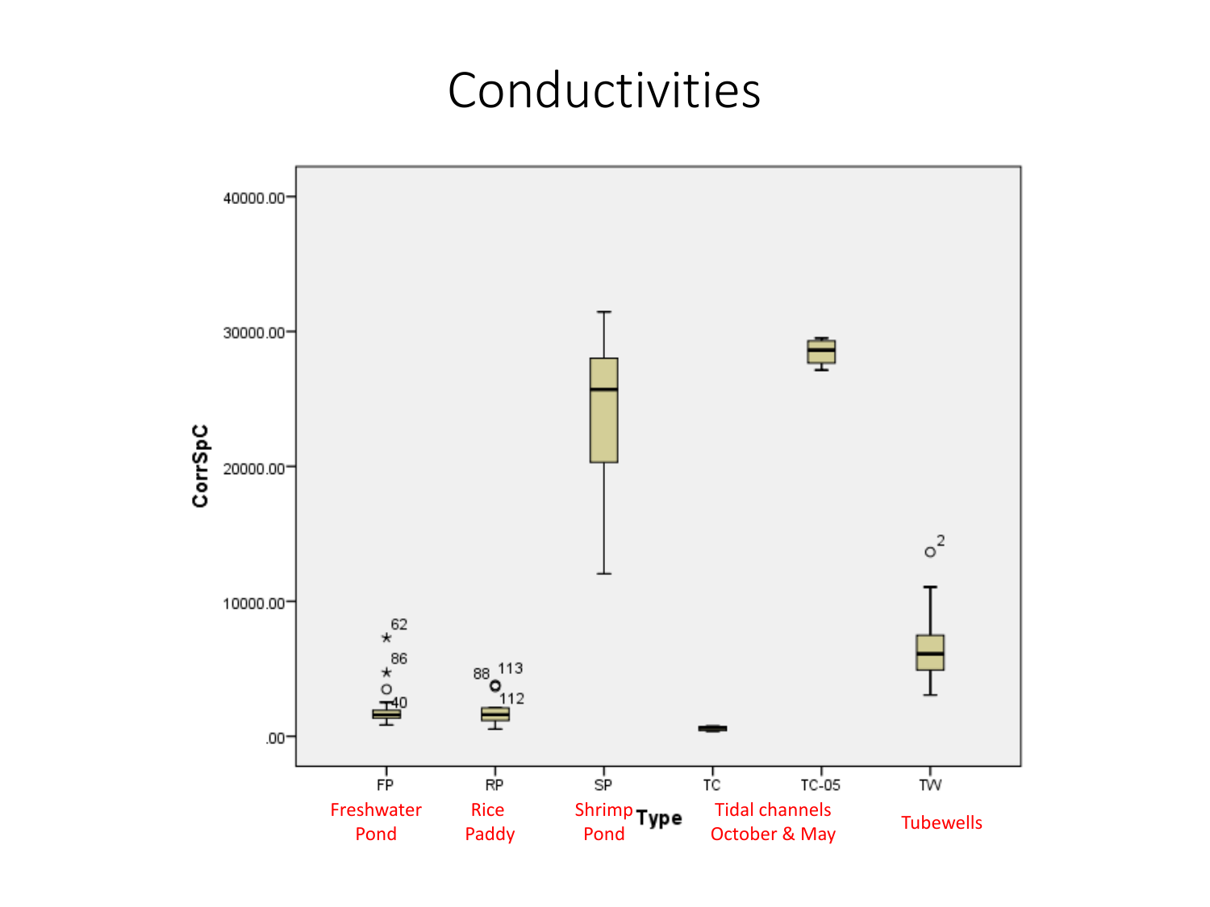# Conductivities

CorrSpC

40000.00

30000.00

20000.00

10000.00

.00

62

86

40

88

113

112

2

FP

Freshwater Pond

RP

Rice Paddy

SP

Shrimp Pond

Type

TC

TC-05

Tidal channels October & May

TW

Tubewells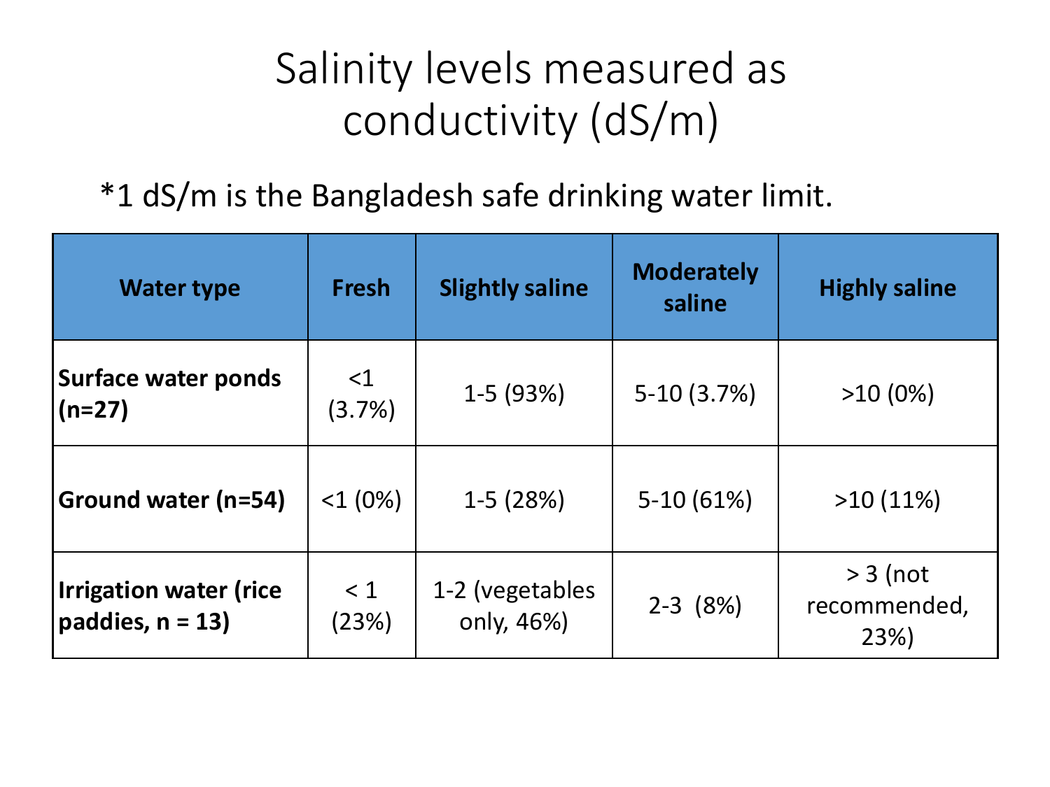# Salinity levels measured as conductivity (dS/m)

*1 dS/m is the Bangladesh safe drinking water limit.

| Water type | Fresh | Slightly saline | Moderately saline | Highly saline |
|---|---|---|---|---|
| **Surface water ponds (n=27)** | <1 (3.7%) | 1-5 (93%) | 5-10 (3.7%) | >10 (0%) |
| **Ground water (n=54)** | <1 (0%) | 1-5 (28%) | 5-10 (61%) | >10 (11%) |
| **Irrigation water (rice paddies, n = 13)** | < 1 (23%) | 1-2 (vegetables only, 46%) | 2-3 (8%) | > 3 (not recommended, 23%) |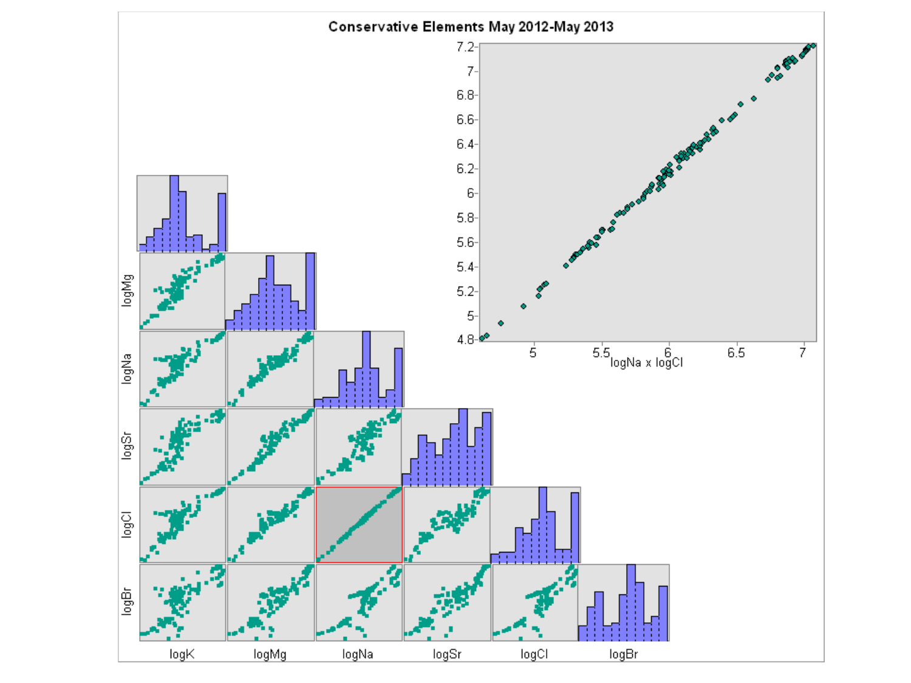Conservative Elements May 2012-May 2013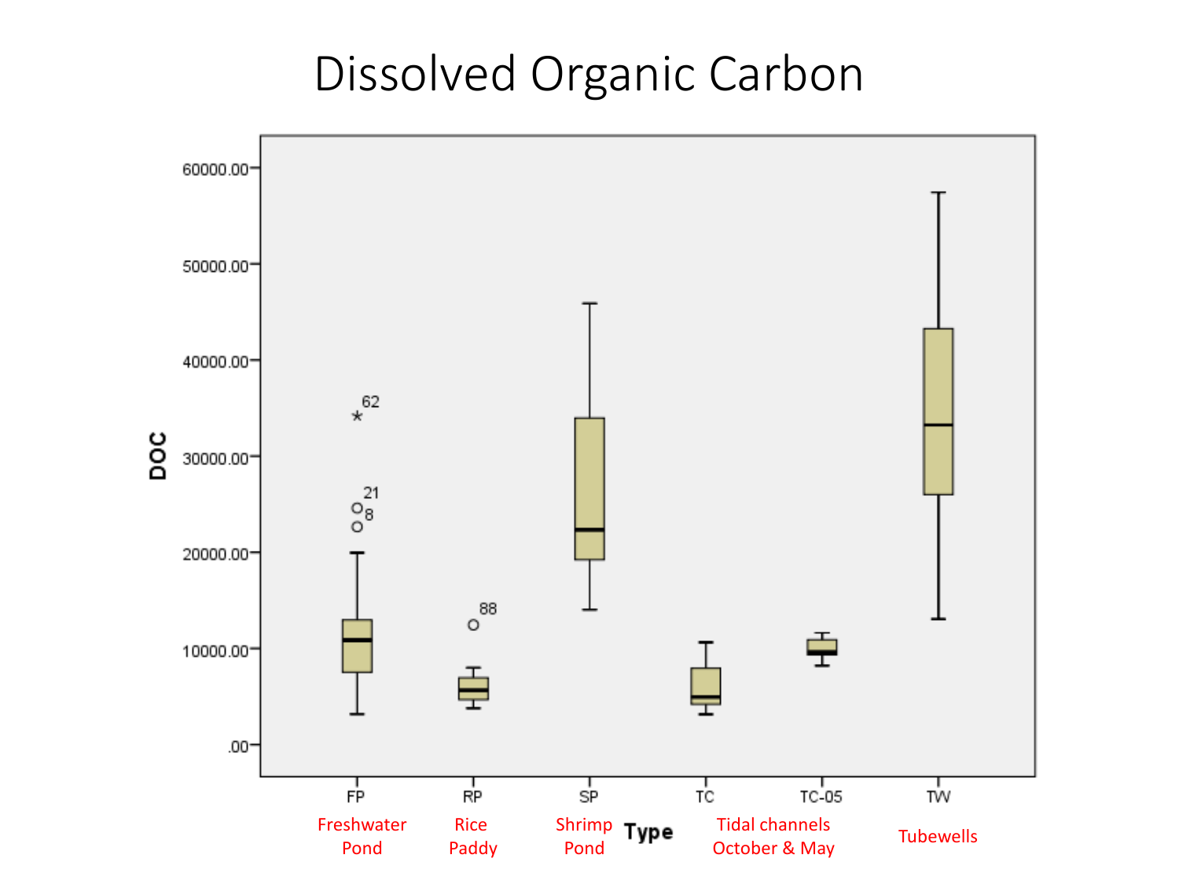# Dissolved Organic Carbon

DOC

60000.00
50000.00
40000.00
30000.00
20000.00
10000.00
.00

62
21
8
88

FP RP SP TC TC-05 TW

Type

Freshwater Pond

Rice Paddy

Shrimp Pond

Tidal channels October & May

Tubewells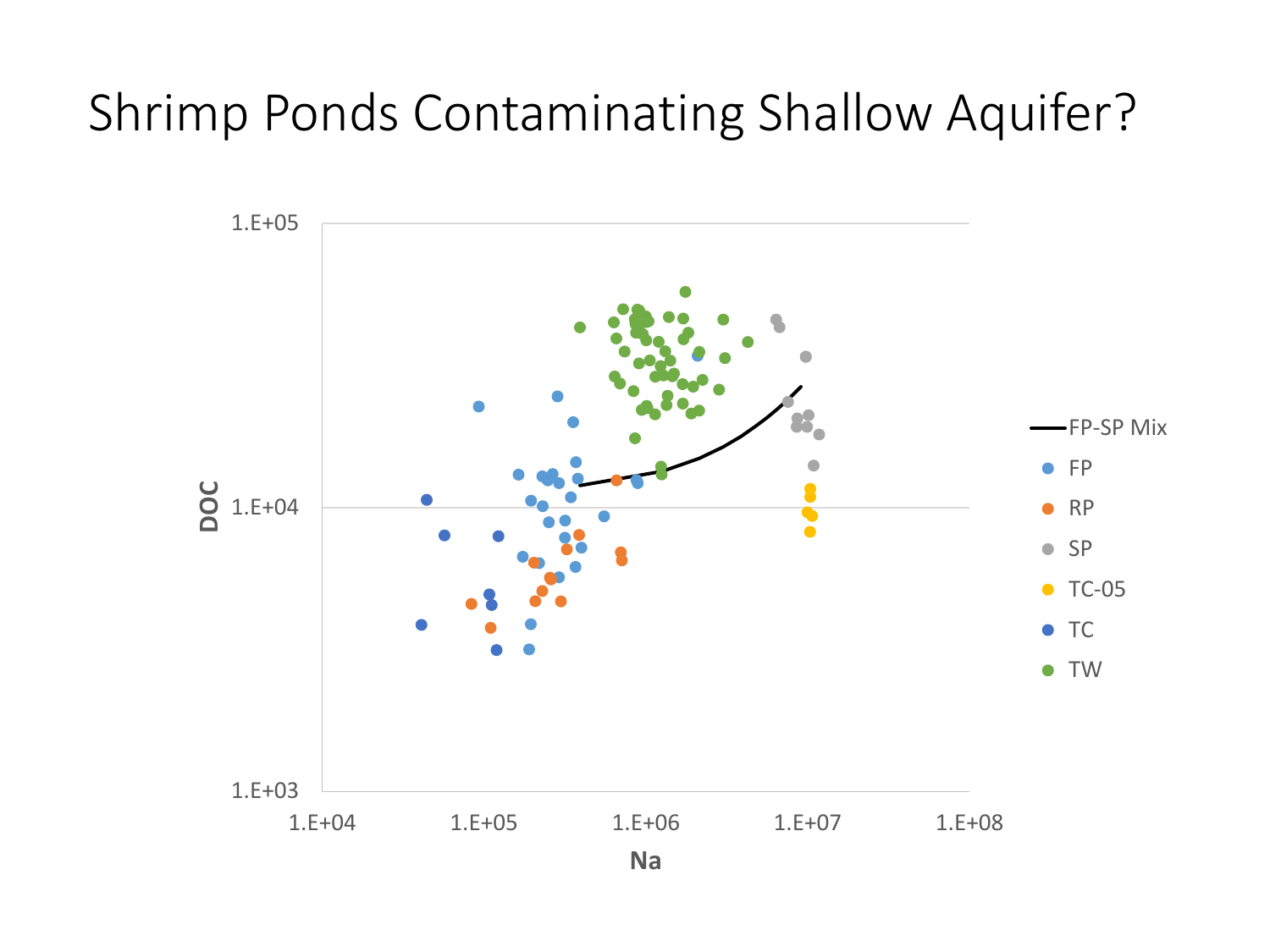# Shrimp Ponds Contaminating Shallow Aquifer?

DOC

1.E+05

1.E+04

1.E+03

1.E+04 1.E+05 1.E+06 1.E+07 1.E+08

Na

FP-SP Mix

FP

RP

SP

TC-05

TC

TW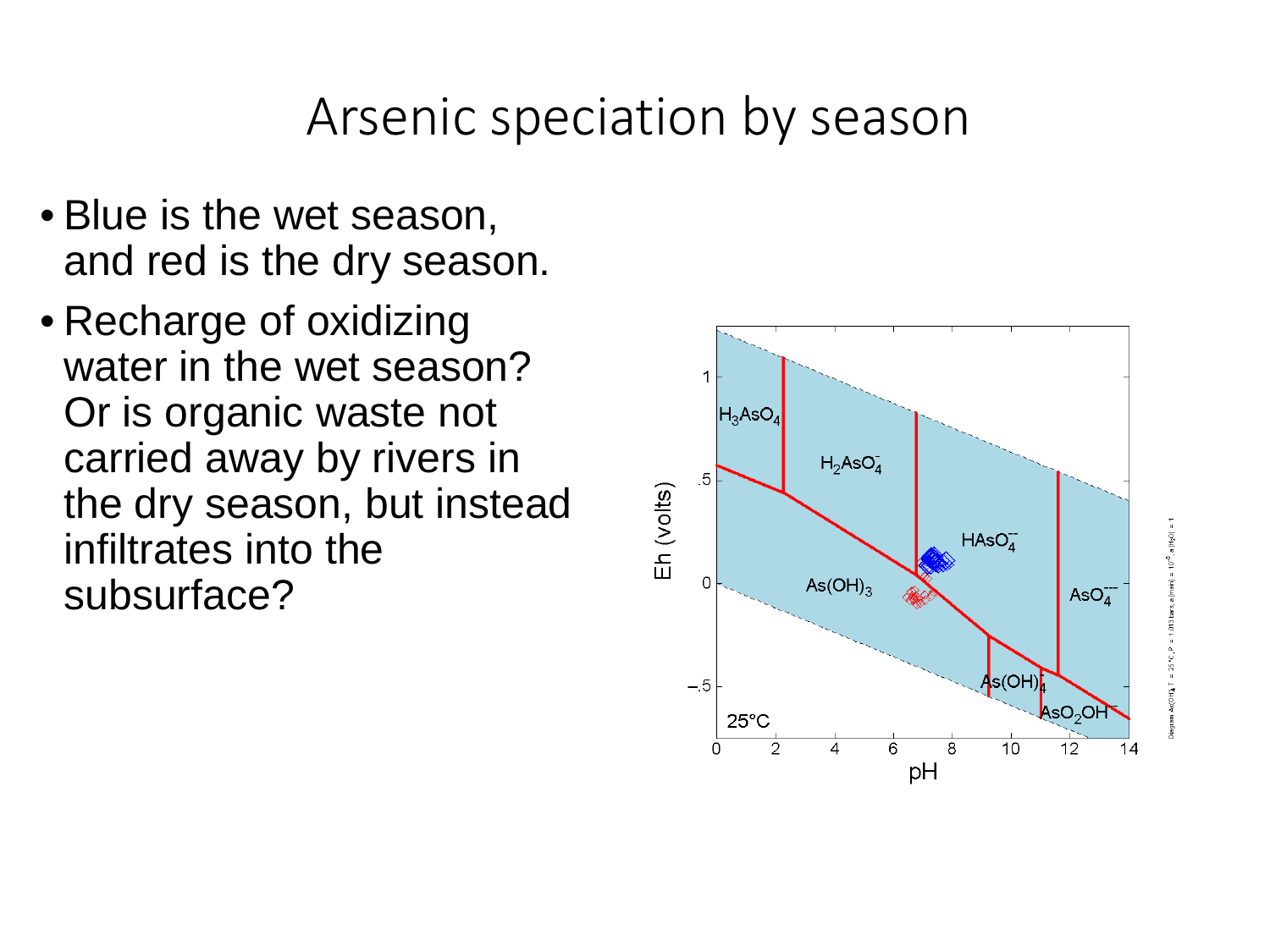# Arsenic speciation by season

- Blue is the wet season, and red is the dry season.
- Recharge of oxidizing water in the wet season? Or is organic waste not carried away by rivers in the dry season, but instead infiltrates into the subsurface?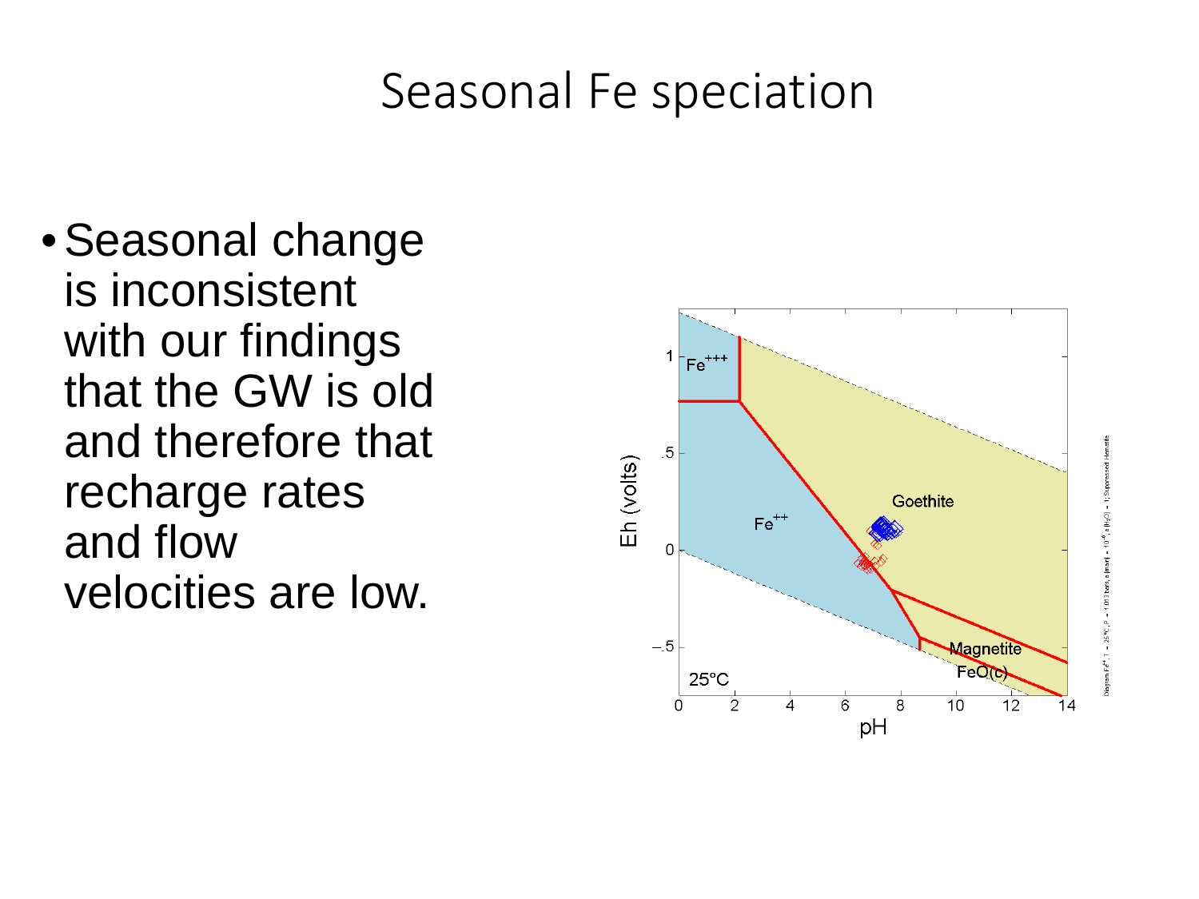# Seasonal Fe speciation

- Seasonal change is inconsistent with our findings that the GW is old and therefore that recharge rates and flow velocities are low.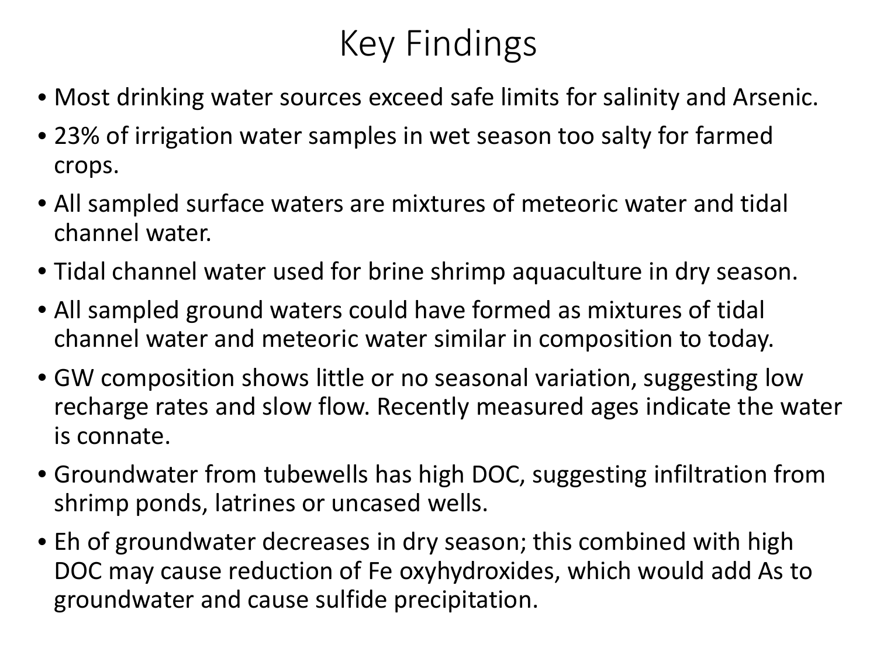# Key Findings

- Most drinking water sources exceed safe limits for salinity and Arsenic.
- 23% of irrigation water samples in wet season too salty for farmed crops.
- All sampled surface waters are mixtures of meteoric water and tidal channel water.
- Tidal channel water used for brine shrimp aquaculture in dry season.
- All sampled ground waters could have formed as mixtures of tidal channel water and meteoric water similar in composition to today.
- GW composition shows little or no seasonal variation, suggesting low recharge rates and slow flow. Recently measured ages indicate the water is connate.
- Groundwater from tubewells has high DOC, suggesting infiltration from shrimp ponds, latrines or uncased wells.
- Eh of groundwater decreases in dry season; this combined with high DOC may cause reduction of Fe oxyhydroxides, which would add As to groundwater and cause sulfide precipitation.